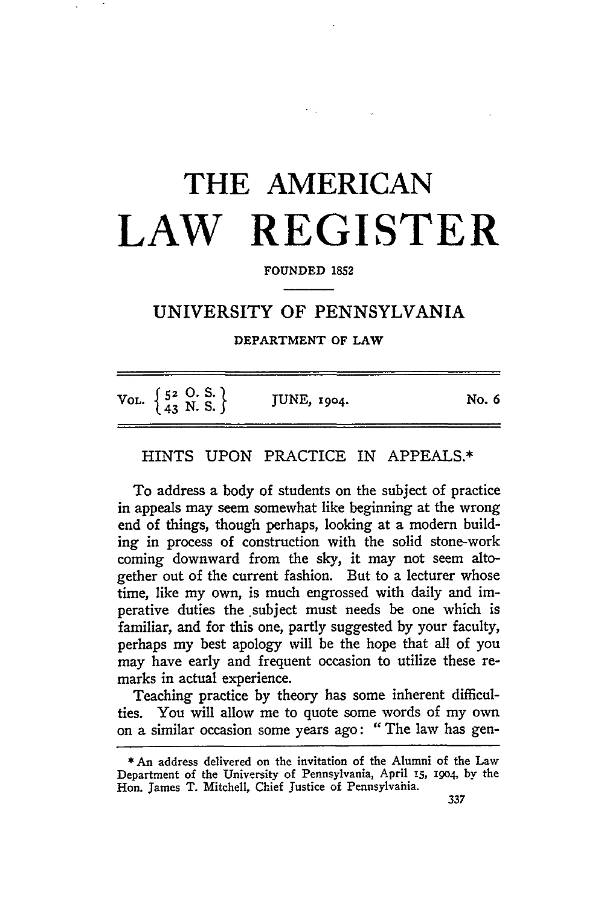# THE AMERICAN LAW REGISTER

FOUNDED 1852

## UNIVERSITY OF PENNSYLVANIA

DEPARTMENT OF LAW

| VOL. { 52 O. S. / 43 N. S. } | JUNE, 1904. | No. 6 |
|---|---|---|

## HINTS UPON PRACTICE IN APPEALS.*

To address a body of students on the subject of practice in appeals may seem somewhat like beginning at the wrong end of things, though perhaps, looking at a modern building in process of construction with the solid stone-work coming downward from the sky, it may not seem altogether out of the current fashion. But to a lecturer whose time, like my own, is much engrossed with daily and imperative duties the subject must needs be one which is familiar, and for this one, partly suggested by your faculty, perhaps my best apology will be the hope that all of you may have early and frequent occasion to utilize these remarks in actual experience.

Teaching practice by theory has some inherent difficulties. You will allow me to quote some words of my own on a similar occasion some years ago: "The law has gen-

* An address delivered on the invitation of the Alumni of the Law Department of the University of Pennsylvania, April 15, 1904, by the Hon. James T. Mitchell, Chief Justice of Pennsylvania.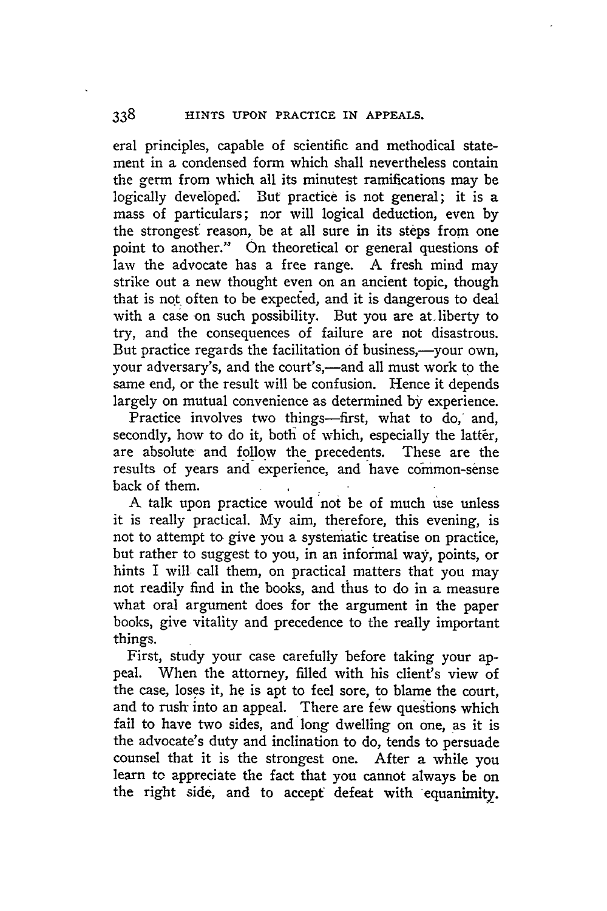eral principles, capable of scientific and methodical statement in a condensed form which shall nevertheless contain the germ from which all its minutest ramifications may be logically developed. But practice is not general; it is a mass of particulars; nor will logical deduction, even by the strongest reason, be at all sure in its steps from one point to another." On theoretical or general questions of law the advocate has a free range. A fresh mind may strike out a new thought even on an ancient topic, though that is not often to be expected, and it is dangerous to deal with a case on such possibility. But you are at liberty to try, and the consequences of failure are not disastrous. But practice regards the facilitation of business,—your own, your adversary's, and the court's,—and all must work to the same end, or the result will be confusion. Hence it depends largely on mutual convenience as determined by experience.

Practice involves two things—first, what to do, and, secondly, how to do it, both of which, especially the latter, are absolute and follow the precedents. These are the results of years and experience, and have common-sense back of them.

A talk upon practice would not be of much use unless it is really practical. My aim, therefore, this evening, is not to attempt to give you a systematic treatise on practice, but rather to suggest to you, in an informal way, points, or hints I will call them, on practical matters that you may not readily find in the books, and thus to do in a measure what oral argument does for the argument in the paper books, give vitality and precedence to the really important things.

First, study your case carefully before taking your appeal. When the attorney, filled with his client's view of the case, loses it, he is apt to feel sore, to blame the court, and to rush into an appeal. There are few questions which fail to have two sides, and long dwelling on one, as it is the advocate's duty and inclination to do, tends to persuade counsel that it is the strongest one. After a while you learn to appreciate the fact that you cannot always be on the right side, and to accept defeat with equanimity.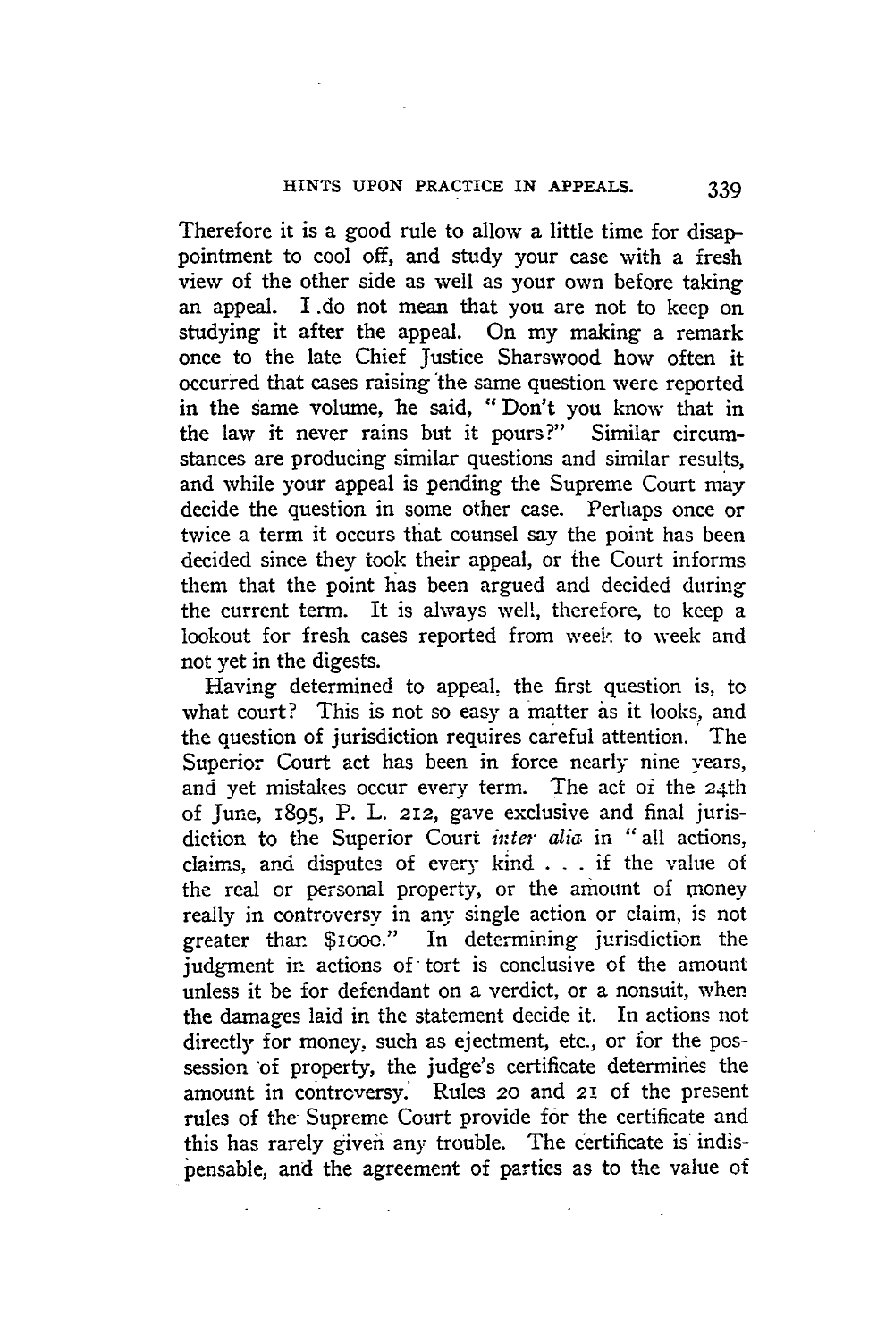Therefore it is a good rule to allow a little time for disappointment to cool off, and study your case with a fresh view of the other side as well as your own before taking an appeal. I do not mean that you are not to keep on studying it after the appeal. On my making a remark once to the late Chief Justice Sharswood how often it occurred that cases raising the same question were reported in the same volume, he said, "Don't you know that in the law it never rains but it pours?" Similar circumstances are producing similar questions and similar results, and while your appeal is pending the Supreme Court may decide the question in some other case. Perhaps once or twice a term it occurs that counsel say the point has been decided since they took their appeal, or the Court informs them that the point has been argued and decided during the current term. It is always well, therefore, to keep a lookout for fresh cases reported from week to week and not yet in the digests.

Having determined to appeal, the first question is, to what court? This is not so easy a matter as it looks, and the question of jurisdiction requires careful attention. The Superior Court act has been in force nearly nine years, and yet mistakes occur every term. The act of the 24th of June, 1895, P. L. 212, gave exclusive and final jurisdiction to the Superior Court *inter alia* in "all actions, claims, and disputes of every kind . . . if the value of the real or personal property, or the amount of money really in controversy in any single action or claim, is not greater than $1000." In determining jurisdiction the judgment in actions of tort is conclusive of the amount unless it be for defendant on a verdict, or a nonsuit, when the damages laid in the statement decide it. In actions not directly for money, such as ejectment, etc., or for the possession of property, the judge's certificate determines the amount in controversy. Rules 20 and 21 of the present rules of the Supreme Court provide for the certificate and this has rarely given any trouble. The certificate is indispensable, and the agreement of parties as to the value of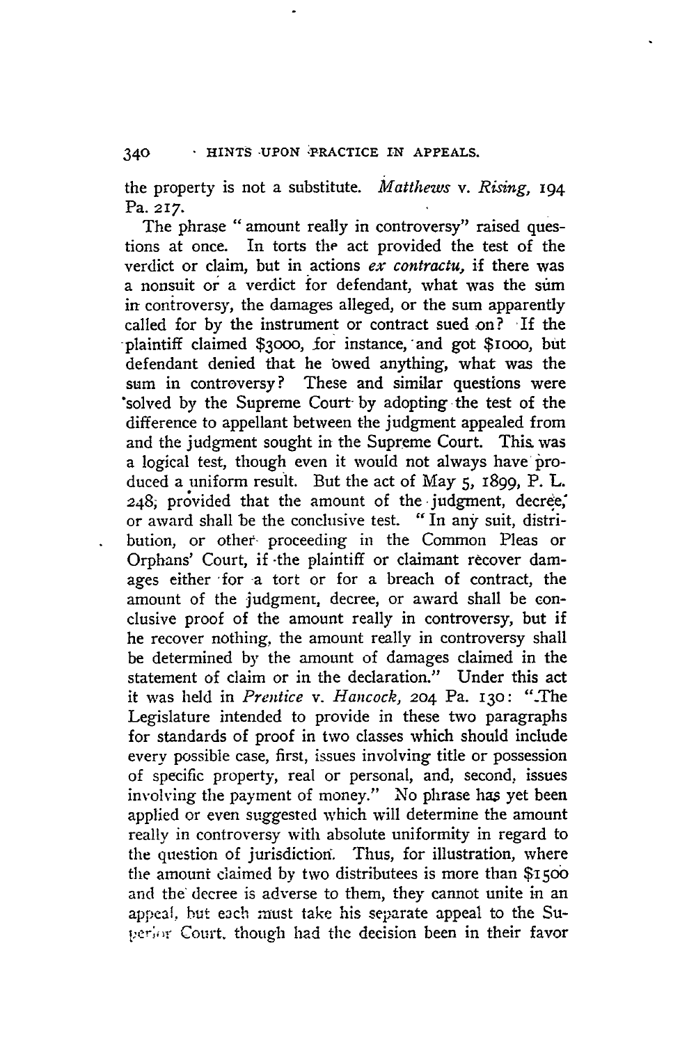the property is not a substitute. *Matthews* v. *Rising*, 194 Pa. 217.

The phrase "amount really in controversy" raised questions at once. In torts the act provided the test of the verdict or claim, but in actions *ex contractu*, if there was a nonsuit or a verdict for defendant, what was the sum in controversy, the damages alleged, or the sum apparently called for by the instrument or contract sued on? If the plaintiff claimed $3000, for instance, and got $1000, but defendant denied that he owed anything, what was the sum in controversy? These and similar questions were solved by the Supreme Court by adopting the test of the difference to appellant between the judgment appealed from and the judgment sought in the Supreme Court. This was a logical test, though even it would not always have produced a uniform result. But the act of May 5, 1899, P. L. 248, provided that the amount of the judgment, decree, or award shall be the conclusive test. "In any suit, distribution, or other proceeding in the Common Pleas or Orphans' Court, if the plaintiff or claimant recover damages either for a tort or for a breach of contract, the amount of the judgment, decree, or award shall be conclusive proof of the amount really in controversy, but if he recover nothing, the amount really in controversy shall be determined by the amount of damages claimed in the statement of claim or in the declaration." Under this act it was held in *Prentice* v. *Hancock*, 204 Pa. 130: "The Legislature intended to provide in these two paragraphs for standards of proof in two classes which should include every possible case, first, issues involving title or possession of specific property, real or personal, and, second, issues involving the payment of money." No phrase has yet been applied or even suggested which will determine the amount really in controversy with absolute uniformity in regard to the question of jurisdiction. Thus, for illustration, where the amount claimed by two distributees is more than $1500 and the decree is adverse to them, they cannot unite in an appeal, but each must take his separate appeal to the Superior Court, though had the decision been in their favor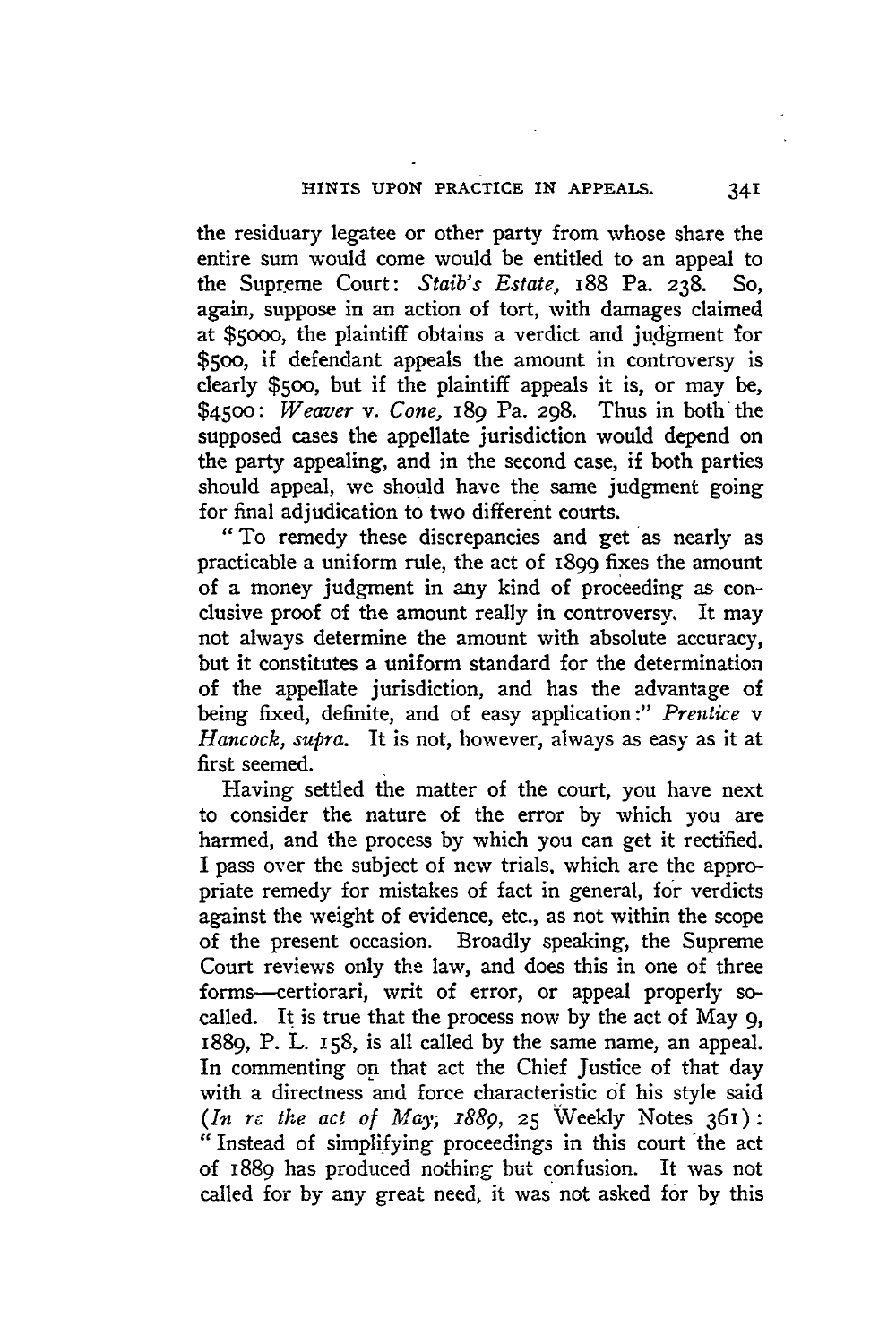the residuary legatee or other party from whose share the entire sum would come would be entitled to an appeal to the Supreme Court: *Staib's Estate,* 188 Pa. 238. So, again, suppose in an action of tort, with damages claimed at $5000, the plaintiff obtains a verdict and judgment for $500, if defendant appeals the amount in controversy is clearly $500, but if the plaintiff appeals it is, or may be, $4500: *Weaver* v. *Cone,* 189 Pa. 298. Thus in both the supposed cases the appellate jurisdiction would depend on the party appealing, and in the second case, if both parties should appeal, we should have the same judgment going for final adjudication to two different courts.

"To remedy these discrepancies and get as nearly as practicable a uniform rule, the act of 1899 fixes the amount of a money judgment in any kind of proceeding as conclusive proof of the amount really in controversy. It may not always determine the amount with absolute accuracy, but it constitutes a uniform standard for the determination of the appellate jurisdiction, and has the advantage of being fixed, definite, and of easy application:" *Prentice* v *Hancock, supra.* It is not, however, always as easy as it at first seemed.

Having settled the matter of the court, you have next to consider the nature of the error by which you are harmed, and the process by which you can get it rectified. I pass over the subject of new trials, which are the appropriate remedy for mistakes of fact in general, for verdicts against the weight of evidence, etc., as not within the scope of the present occasion. Broadly speaking, the Supreme Court reviews only the law, and does this in one of three forms—certiorari, writ of error, or appeal properly so-called. It is true that the process now by the act of May 9, 1889, P. L. 158, is all called by the same name, an appeal. In commenting on that act the Chief Justice of that day with a directness and force characteristic of his style said (*In re the act of May, 1889,* 25 Weekly Notes 361): "Instead of simplifying proceedings in this court the act of 1889 has produced nothing but confusion. It was not called for by any great need, it was not asked for by this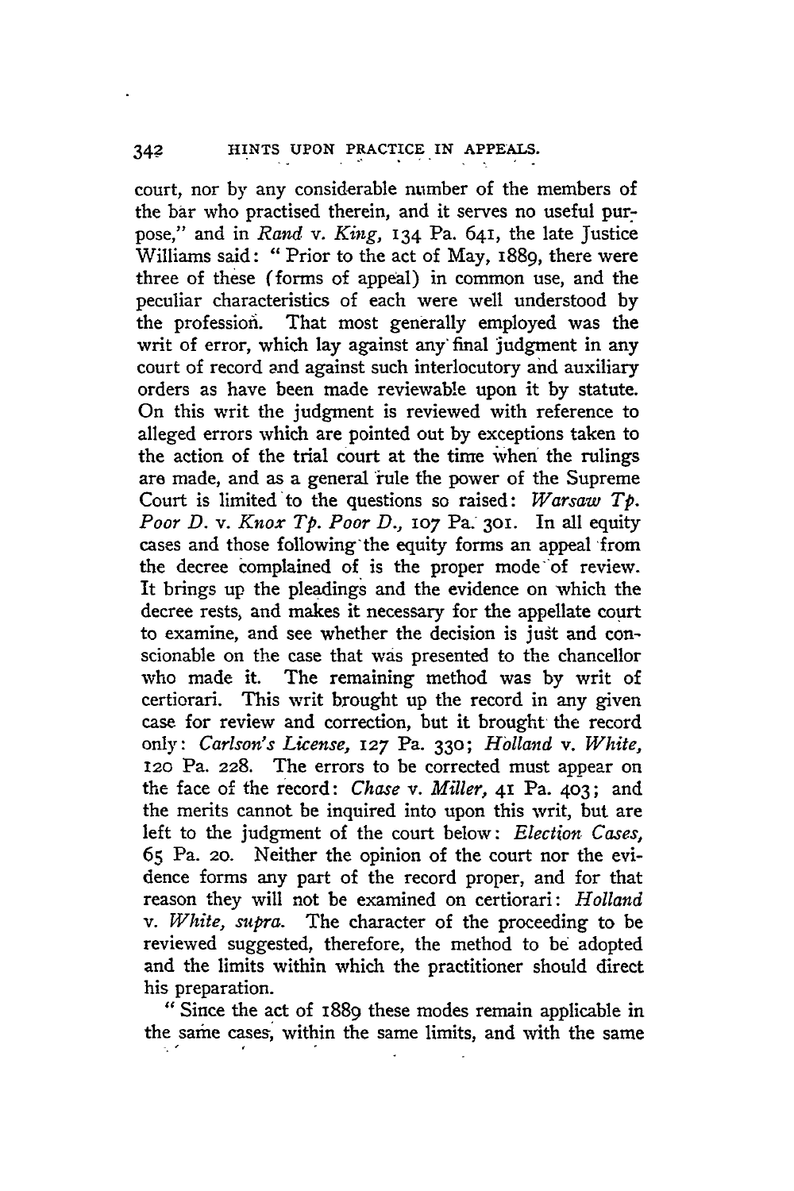court, nor by any considerable number of the members of the bar who practised therein, and it serves no useful purpose," and in *Rand* v. *King*, 134 Pa. 641, the late Justice Williams said: "Prior to the act of May, 1889, there were three of these (forms of appeal) in common use, and the peculiar characteristics of each were well understood by the profession. That most generally employed was the writ of error, which lay against any final judgment in any court of record and against such interlocutory and auxiliary orders as have been made reviewable upon it by statute. On this writ the judgment is reviewed with reference to alleged errors which are pointed out by exceptions taken to the action of the trial court at the time when the rulings are made, and as a general rule the power of the Supreme Court is limited to the questions so raised: *Warsaw Tp. Poor D.* v. *Knox Tp. Poor D.*, 107 Pa. 301. In all equity cases and those following the equity forms an appeal from the decree complained of is the proper mode of review. It brings up the pleadings and the evidence on which the decree rests, and makes it necessary for the appellate court to examine, and see whether the decision is just and conscionable on the case that was presented to the chancellor who made it. The remaining method was by writ of certiorari. This writ brought up the record in any given case for review and correction, but it brought the record only: *Carlson's License*, 127 Pa. 330; *Holland* v. *White*, 120 Pa. 228. The errors to be corrected must appear on the face of the record: *Chase* v. *Miller*, 41 Pa. 403; and the merits cannot be inquired into upon this writ, but are left to the judgment of the court below: *Election Cases*, 65 Pa. 20. Neither the opinion of the court nor the evidence forms any part of the record proper, and for that reason they will not be examined on certiorari: *Holland* v. *White*, *supra*. The character of the proceeding to be reviewed suggested, therefore, the method to be adopted and the limits within which the practitioner should direct his preparation.

"Since the act of 1889 these modes remain applicable in the same cases, within the same limits, and with the same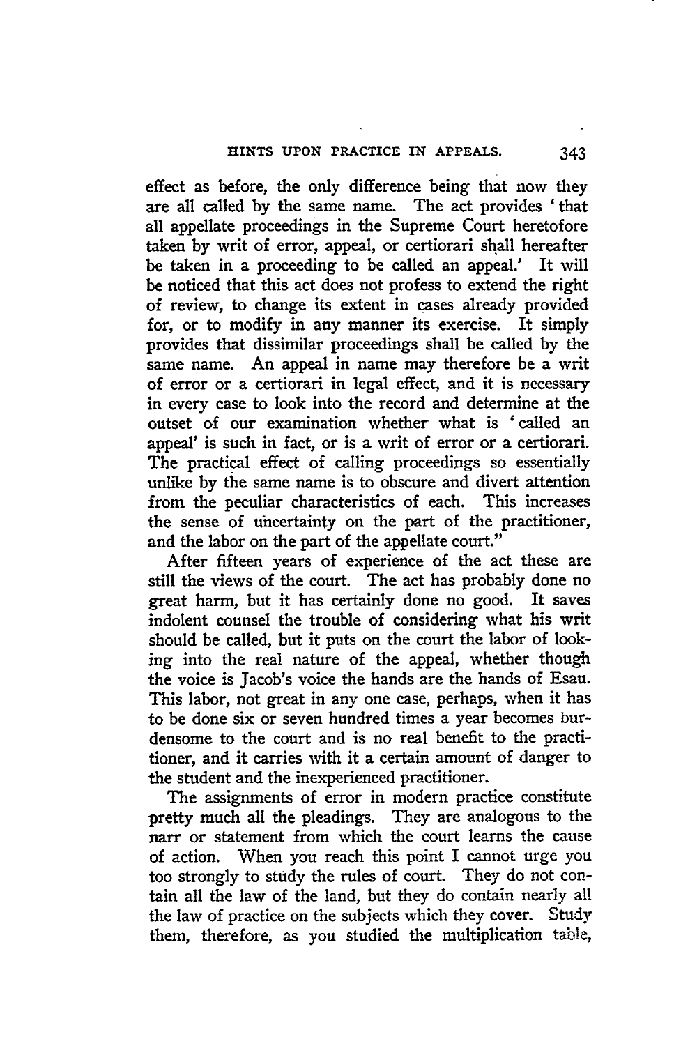effect as before, the only difference being that now they are all called by the same name. The act provides 'that all appellate proceedings in the Supreme Court heretofore taken by writ of error, appeal, or certiorari shall hereafter be taken in a proceeding to be called an appeal.' It will be noticed that this act does not profess to extend the right of review, to change its extent in cases already provided for, or to modify in any manner its exercise. It simply provides that dissimilar proceedings shall be called by the same name. An appeal in name may therefore be a writ of error or a certiorari in legal effect, and it is necessary in every case to look into the record and determine at the outset of our examination whether what is 'called an appeal' is such in fact, or is a writ of error or a certiorari. The practical effect of calling proceedings so essentially unlike by the same name is to obscure and divert attention from the peculiar characteristics of each. This increases the sense of uncertainty on the part of the practitioner, and the labor on the part of the appellate court."

After fifteen years of experience of the act these are still the views of the court. The act has probably done no great harm, but it has certainly done no good. It saves indolent counsel the trouble of considering what his writ should be called, but it puts on the court the labor of looking into the real nature of the appeal, whether though the voice is Jacob's voice the hands are the hands of Esau. This labor, not great in any one case, perhaps, when it has to be done six or seven hundred times a year becomes burdensome to the court and is no real benefit to the practitioner, and it carries with it a certain amount of danger to the student and the inexperienced practitioner.

The assignments of error in modern practice constitute pretty much all the pleadings. They are analogous to the narr or statement from which the court learns the cause of action. When you reach this point I cannot urge you too strongly to study the rules of court. They do not contain all the law of the land, but they do contain nearly all the law of practice on the subjects which they cover. Study them, therefore, as you studied the multiplication table,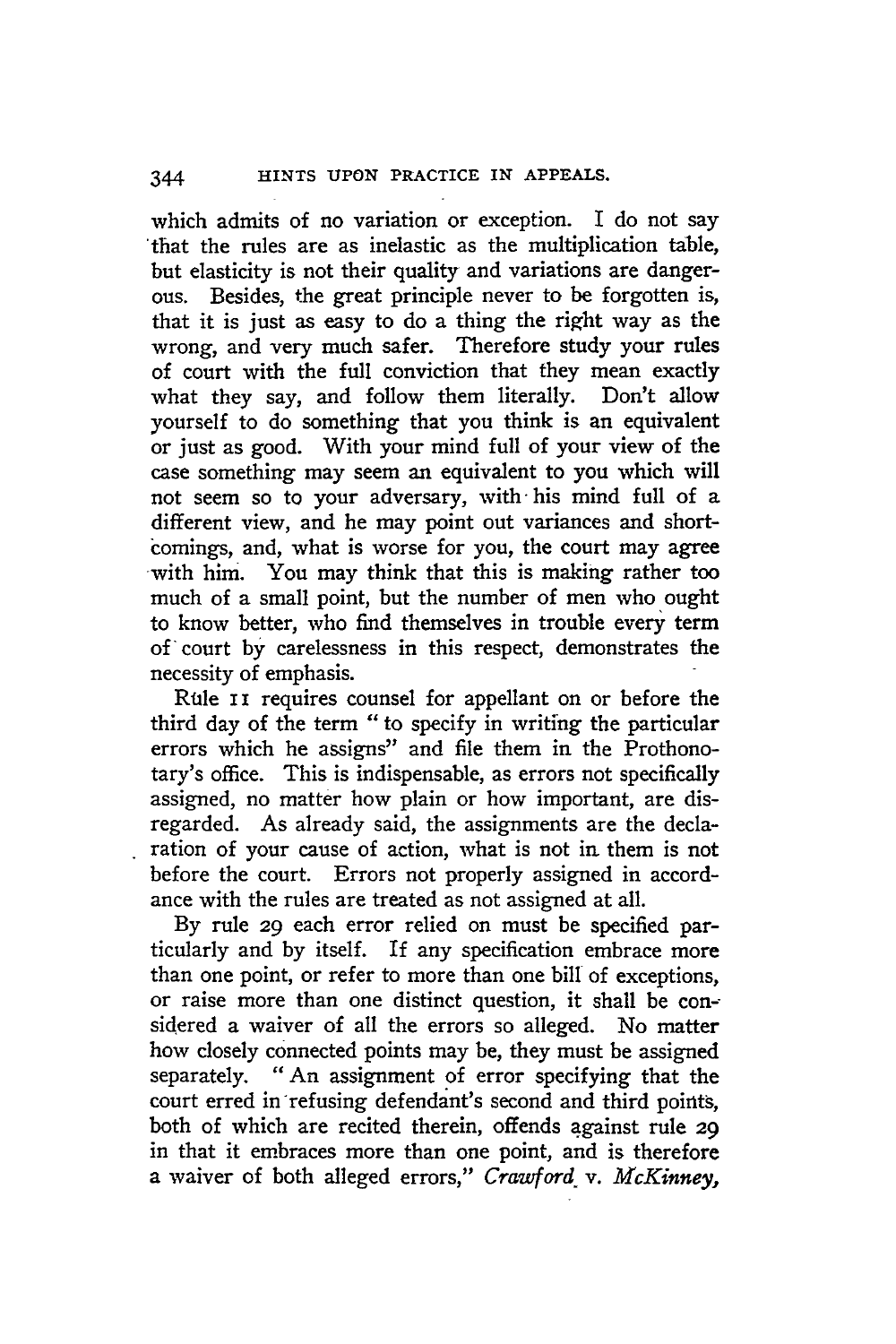which admits of no variation or exception. I do not say that the rules are as inelastic as the multiplication table, but elasticity is not their quality and variations are dangerous. Besides, the great principle never to be forgotten is, that it is just as easy to do a thing the right way as the wrong, and very much safer. Therefore study your rules of court with the full conviction that they mean exactly what they say, and follow them literally. Don't allow yourself to do something that you think is an equivalent or just as good. With your mind full of your view of the case something may seem an equivalent to you which will not seem so to your adversary, with his mind full of a different view, and he may point out variances and shortcomings, and, what is worse for you, the court may agree with him. You may think that this is making rather too much of a small point, but the number of men who ought to know better, who find themselves in trouble every term of court by carelessness in this respect, demonstrates the necessity of emphasis.

Rule 11 requires counsel for appellant on or before the third day of the term "to specify in writing the particular errors which he assigns" and file them in the Prothonotary's office. This is indispensable, as errors not specifically assigned, no matter how plain or how important, are disregarded. As already said, the assignments are the declaration of your cause of action, what is not in them is not before the court. Errors not properly assigned in accordance with the rules are treated as not assigned at all.

By rule 29 each error relied on must be specified particularly and by itself. If any specification embrace more than one point, or refer to more than one bill of exceptions, or raise more than one distinct question, it shall be considered a waiver of all the errors so alleged. No matter how closely connected points may be, they must be assigned separately. "An assignment of error specifying that the court erred in refusing defendant's second and third points, both of which are recited therein, offends against rule 29 in that it embraces more than one point, and is therefore a waiver of both alleged errors," *Crawford v. McKinney,*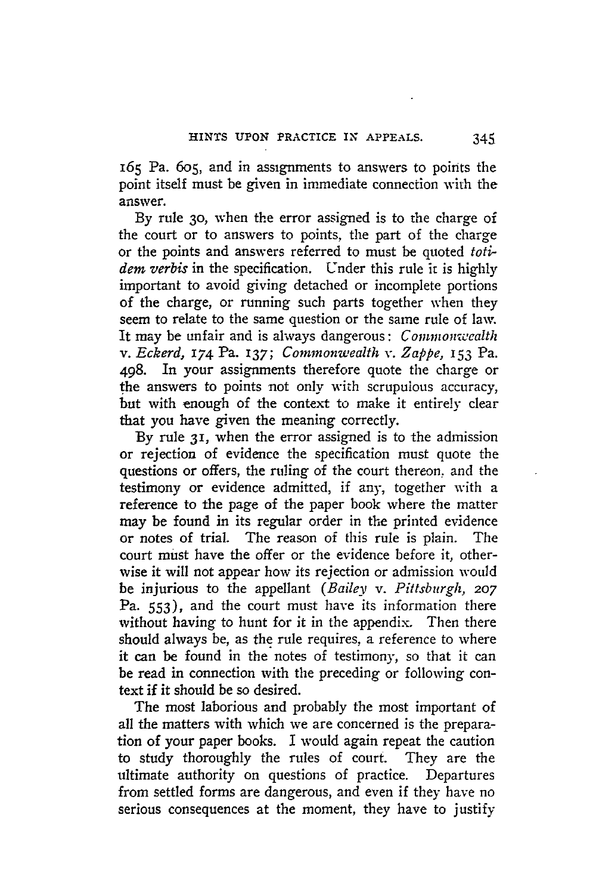165 Pa. 605, and in assignments to answers to points the point itself must be given in immediate connection with the answer.

By rule 30, when the error assigned is to the charge of the court or to answers to points, the part of the charge or the points and answers referred to must be quoted *totidem verbis* in the specification. Under this rule it is highly important to avoid giving detached or incomplete portions of the charge, or running such parts together when they seem to relate to the same question or the same rule of law. It may be unfair and is always dangerous: *Commonwealth* v. *Eckerd,* 174 Pa. 137; *Commonwealth* v. *Zappe,* 153 Pa. 498. In your assignments therefore quote the charge or the answers to points not only with scrupulous accuracy, but with enough of the context to make it entirely clear that you have given the meaning correctly.

By rule 31, when the error assigned is to the admission or rejection of evidence the specification must quote the questions or offers, the ruling of the court thereon, and the testimony or evidence admitted, if any, together with a reference to the page of the paper book where the matter may be found in its regular order in the printed evidence or notes of trial. The reason of this rule is plain. The court must have the offer or the evidence before it, otherwise it will not appear how its rejection or admission would be injurious to the appellant (*Bailey* v. *Pittsburgh,* 207 Pa. 553), and the court must have its information there without having to hunt for it in the appendix. Then there should always be, as the rule requires, a reference to where it can be found in the notes of testimony, so that it can be read in connection with the preceding or following context if it should be so desired.

The most laborious and probably the most important of all the matters with which we are concerned is the preparation of your paper books. I would again repeat the caution to study thoroughly the rules of court. They are the ultimate authority on questions of practice. Departures from settled forms are dangerous, and even if they have no serious consequences at the moment, they have to justify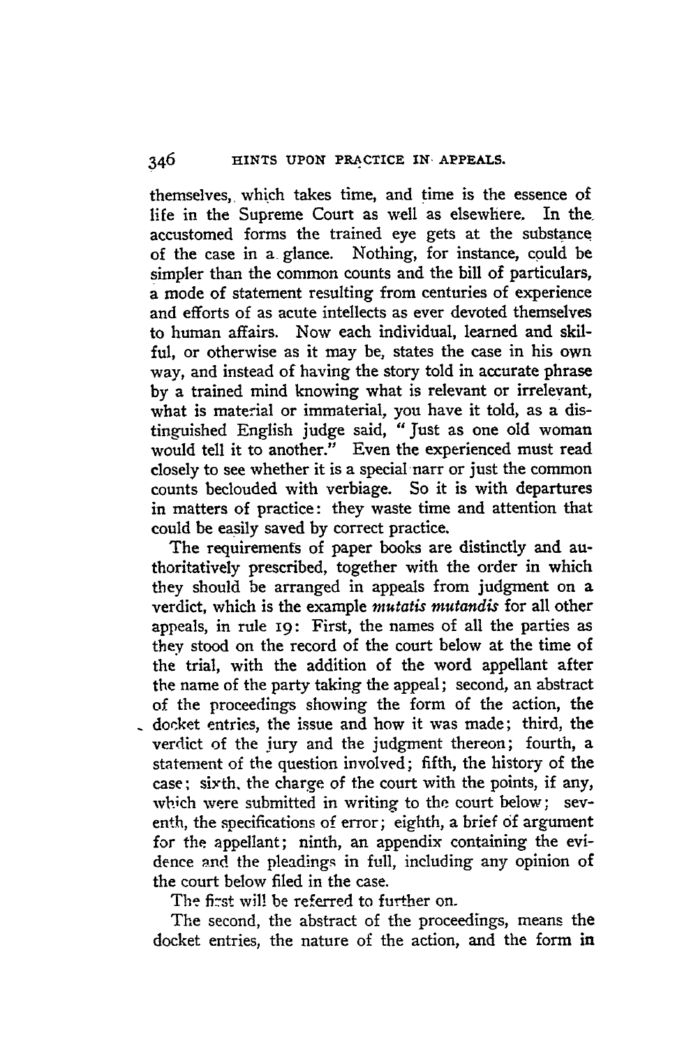themselves, which takes time, and time is the essence of life in the Supreme Court as well as elsewhere. In the accustomed forms the trained eye gets at the substance of the case in a glance. Nothing, for instance, could be simpler than the common counts and the bill of particulars, a mode of statement resulting from centuries of experience and efforts of as acute intellects as ever devoted themselves to human affairs. Now each individual, learned and skilful, or otherwise as it may be, states the case in his own way, and instead of having the story told in accurate phrase by a trained mind knowing what is relevant or irrelevant, what is material or immaterial, you have it told, as a distinguished English judge said, "Just as one old woman would tell it to another." Even the experienced must read closely to see whether it is a special narr or just the common counts beclouded with verbiage. So it is with departures in matters of practice: they waste time and attention that could be easily saved by correct practice.

The requirements of paper books are distinctly and authoritatively prescribed, together with the order in which they should be arranged in appeals from judgment on a verdict, which is the example *mutatis mutandis* for all other appeals, in rule 19: First, the names of all the parties as they stood on the record of the court below at the time of the trial, with the addition of the word appellant after the name of the party taking the appeal; second, an abstract of the proceedings showing the form of the action, the docket entries, the issue and how it was made; third, the verdict of the jury and the judgment thereon; fourth, a statement of the question involved; fifth, the history of the case; sixth, the charge of the court with the points, if any, which were submitted in writing to the court below; seventh, the specifications of error; eighth, a brief of argument for the appellant; ninth, an appendix containing the evidence and the pleadings in full, including any opinion of the court below filed in the case.

The first will be referred to further on.

The second, the abstract of the proceedings, means the docket entries, the nature of the action, and the form in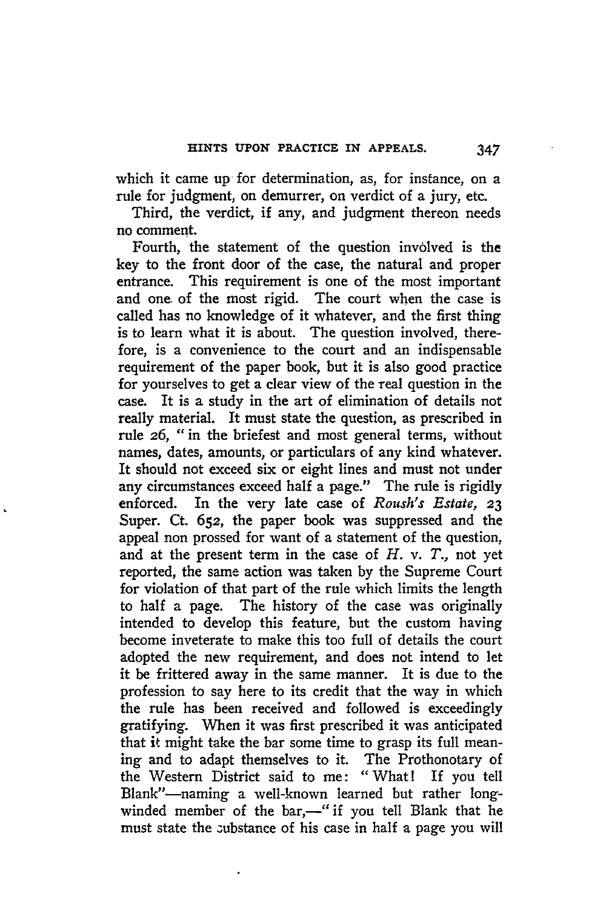which it came up for determination, as, for instance, on a rule for judgment, on demurrer, on verdict of a jury, etc.

Third, the verdict, if any, and judgment thereon needs no comment.

Fourth, the statement of the question involved is the key to the front door of the case, the natural and proper entrance. This requirement is one of the most important and one of the most rigid. The court when the case is called has no knowledge of it whatever, and the first thing is to learn what it is about. The question involved, therefore, is a convenience to the court and an indispensable requirement of the paper book, but it is also good practice for yourselves to get a clear view of the real question in the case. It is a study in the art of elimination of details not really material. It must state the question, as prescribed in rule 26, "in the briefest and most general terms, without names, dates, amounts, or particulars of any kind whatever. It should not exceed six or eight lines and must not under any circumstances exceed half a page." The rule is rigidly enforced. In the very late case of *Roush's Estate*, 23 Super. Ct. 652, the paper book was suppressed and the appeal non prossed for want of a statement of the question, and at the present term in the case of *H.* v. *T.*, not yet reported, the same action was taken by the Supreme Court for violation of that part of the rule which limits the length to half a page. The history of the case was originally intended to develop this feature, but the custom having become inveterate to make this too full of details the court adopted the new requirement, and does not intend to let it be frittered away in the same manner. It is due to the profession to say here to its credit that the way in which the rule has been received and followed is exceedingly gratifying. When it was first prescribed it was anticipated that it might take the bar some time to grasp its full meaning and to adapt themselves to it. The Prothonotary of the Western District said to me: "What! If you tell Blank"—naming a well-known learned but rather long-winded member of the bar,—"if you tell Blank that he must state the substance of his case in half a page you will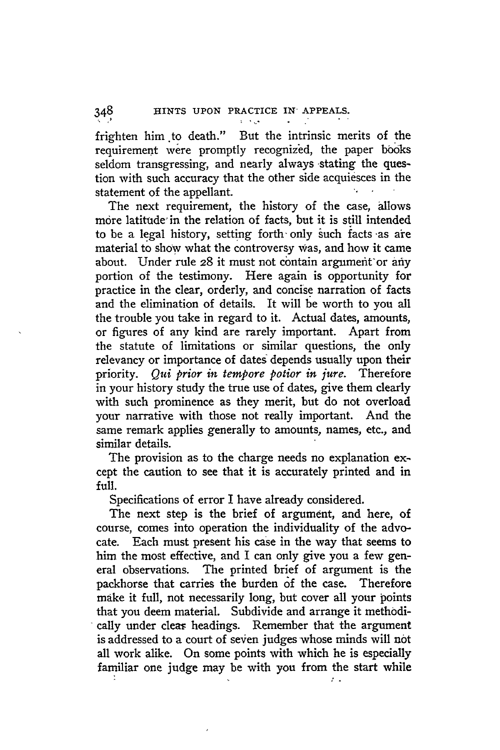frighten him to death." But the intrinsic merits of the requirement were promptly recognized, the paper books seldom transgressing, and nearly always stating the question with such accuracy that the other side acquiesces in the statement of the appellant.

The next requirement, the history of the case, allows more latitude in the relation of facts, but it is still intended to be a legal history, setting forth only such facts as are material to show what the controversy was, and how it came about. Under rule 28 it must not contain argument or any portion of the testimony. Here again is opportunity for practice in the clear, orderly, and concise narration of facts and the elimination of details. It will be worth to you all the trouble you take in regard to it. Actual dates, amounts, or figures of any kind are rarely important. Apart from the statute of limitations or similar questions, the only relevancy or importance of dates depends usually upon their priority. *Qui prior in tempore potior in jure.* Therefore in your history study the true use of dates, give them clearly with such prominence as they merit, but do not overload your narrative with those not really important. And the same remark applies generally to amounts, names, etc., and similar details.

The provision as to the charge needs no explanation except the caution to see that it is accurately printed and in full.

Specifications of error I have already considered.

The next step is the brief of argument, and here, of course, comes into operation the individuality of the advocate. Each must present his case in the way that seems to him the most effective, and I can only give you a few general observations. The printed brief of argument is the packhorse that carries the burden of the case. Therefore make it full, not necessarily long, but cover all your points that you deem material. Subdivide and arrange it methodically under clear headings. Remember that the argument is addressed to a court of seven judges whose minds will not all work alike. On some points with which he is especially familiar one judge may be with you from the start while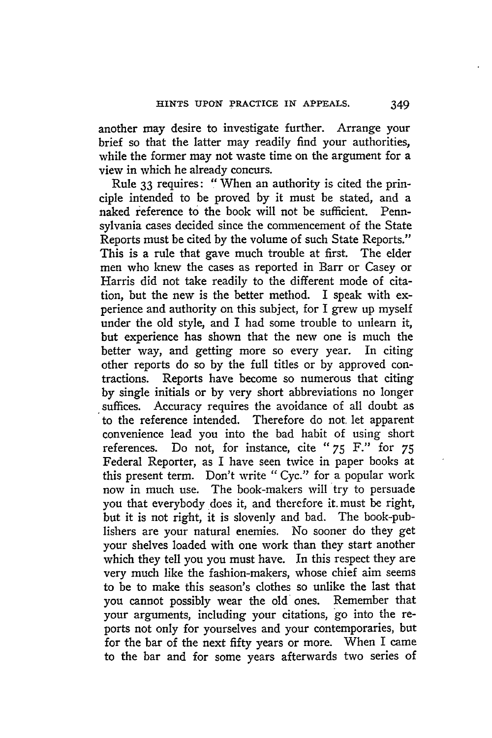another may desire to investigate further. Arrange your brief so that the latter may readily find your authorities, while the former may not waste time on the argument for a view in which he already concurs.

Rule 33 requires: "When an authority is cited the principle intended to be proved by it must be stated, and a naked reference to the book will not be sufficient. Pennsylvania cases decided since the commencement of the State Reports must be cited by the volume of such State Reports." This is a rule that gave much trouble at first. The elder men who knew the cases as reported in Barr or Casey or Harris did not take readily to the different mode of citation, but the new is the better method. I speak with experience and authority on this subject, for I grew up myself under the old style, and I had some trouble to unlearn it, but experience has shown that the new one is much the better way, and getting more so every year. In citing other reports do so by the full titles or by approved contractions. Reports have become so numerous that citing by single initials or by very short abbreviations no longer suffices. Accuracy requires the avoidance of all doubt as to the reference intended. Therefore do not let apparent convenience lead you into the bad habit of using short references. Do not, for instance, cite "75 F." for 75 Federal Reporter, as I have seen twice in paper books at this present term. Don't write "Cyc." for a popular work now in much use. The book-makers will try to persuade you that everybody does it, and therefore it must be right, but it is not right, it is slovenly and bad. The book-publishers are your natural enemies. No sooner do they get your shelves loaded with one work than they start another which they tell you you must have. In this respect they are very much like the fashion-makers, whose chief aim seems to be to make this season's clothes so unlike the last that you cannot possibly wear the old ones. Remember that your arguments, including your citations, go into the reports not only for yourselves and your contemporaries, but for the bar of the next fifty years or more. When I came to the bar and for some years afterwards two series of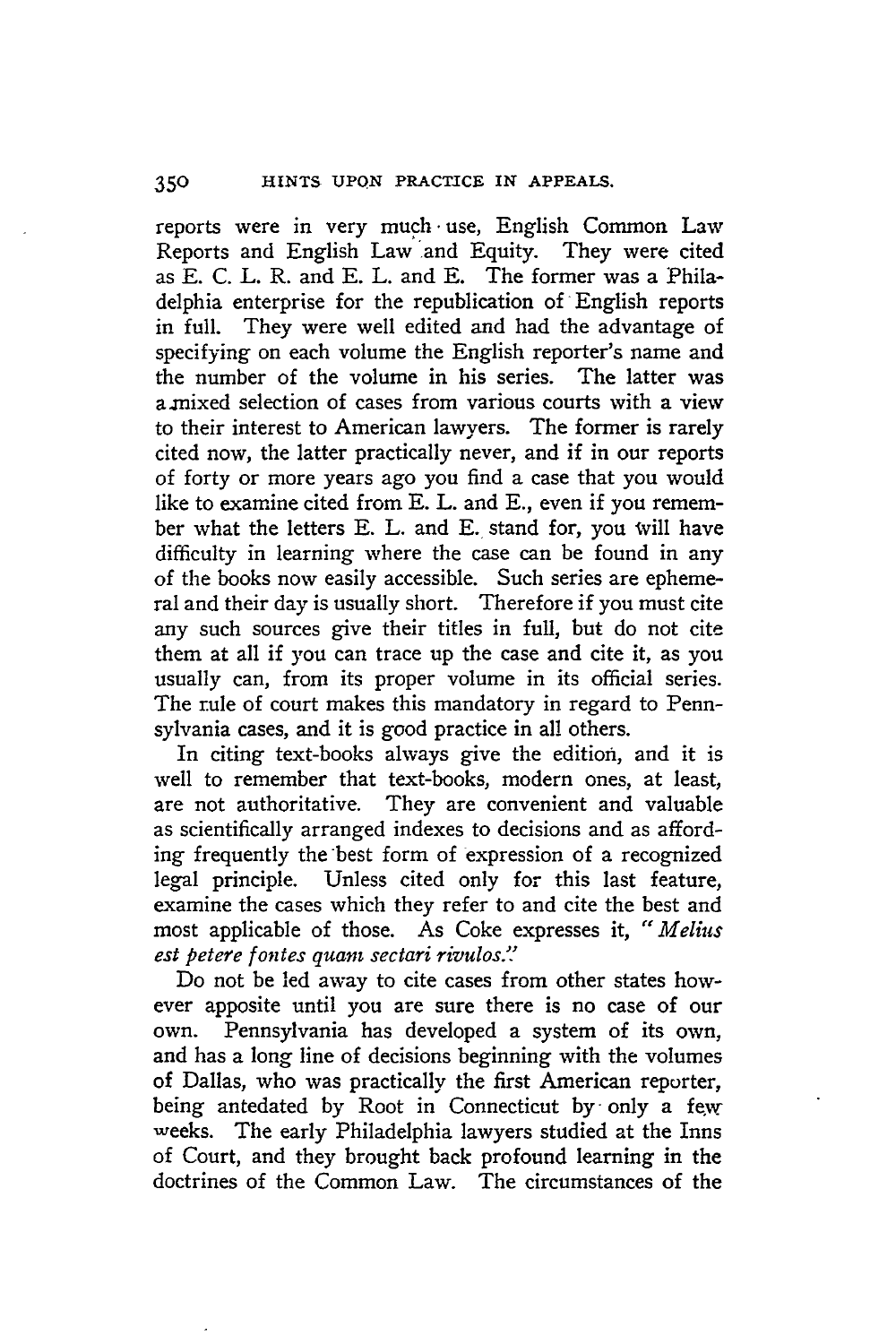reports were in very much use, English Common Law Reports and English Law and Equity. They were cited as E. C. L. R. and E. L. and E. The former was a Philadelphia enterprise for the republication of English reports in full. They were well edited and had the advantage of specifying on each volume the English reporter's name and the number of the volume in his series. The latter was a mixed selection of cases from various courts with a view to their interest to American lawyers. The former is rarely cited now, the latter practically never, and if in our reports of forty or more years ago you find a case that you would like to examine cited from E. L. and E., even if you remember what the letters E. L. and E. stand for, you will have difficulty in learning where the case can be found in any of the books now easily accessible. Such series are ephemeral and their day is usually short. Therefore if you must cite any such sources give their titles in full, but do not cite them at all if you can trace up the case and cite it, as you usually can, from its proper volume in its official series. The rule of court makes this mandatory in regard to Pennsylvania cases, and it is good practice in all others.

In citing text-books always give the edition, and it is well to remember that text-books, modern ones, at least, are not authoritative. They are convenient and valuable as scientifically arranged indexes to decisions and as affording frequently the best form of expression of a recognized legal principle. Unless cited only for this last feature, examine the cases which they refer to and cite the best and most applicable of those. As Coke expresses it, "*Melius est petere fontes quam sectari rivulos.*"

Do not be led away to cite cases from other states however apposite until you are sure there is no case of our own. Pennsylvania has developed a system of its own, and has a long line of decisions beginning with the volumes of Dallas, who was practically the first American reporter, being antedated by Root in Connecticut by only a few weeks. The early Philadelphia lawyers studied at the Inns of Court, and they brought back profound learning in the doctrines of the Common Law. The circumstances of the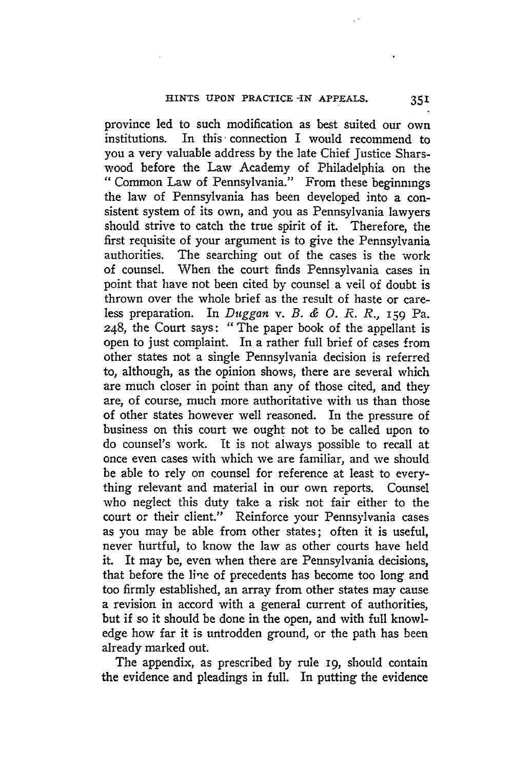province led to such modification as best suited our own institutions. In this connection I would recommend to you a very valuable address by the late Chief Justice Sharswood before the Law Academy of Philadelphia on the "Common Law of Pennsylvania." From these beginnings the law of Pennsylvania has been developed into a consistent system of its own, and you as Pennsylvania lawyers should strive to catch the true spirit of it. Therefore, the first requisite of your argument is to give the Pennsylvania authorities. The searching out of the cases is the work of counsel. When the court finds Pennsylvania cases in point that have not been cited by counsel a veil of doubt is thrown over the whole brief as the result of haste or careless preparation. In *Duggan* v. *B. & O. R. R.*, 159 Pa. 248, the Court says: "The paper book of the appellant is open to just complaint. In a rather full brief of cases from other states not a single Pennsylvania decision is referred to, although, as the opinion shows, there are several which are much closer in point than any of those cited, and they are, of course, much more authoritative with us than those of other states however well reasoned. In the pressure of business on this court we ought not to be called upon to do counsel's work. It is not always possible to recall at once even cases with which we are familiar, and we should be able to rely on counsel for reference at least to everything relevant and material in our own reports. Counsel who neglect this duty take a risk not fair either to the court or their client." Reinforce your Pennsylvania cases as you may be able from other states; often it is useful, never hurtful, to know the law as other courts have held it. It may be, even when there are Pennsylvania decisions, that before the line of precedents has become too long and too firmly established, an array from other states may cause a revision in accord with a general current of authorities, but if so it should be done in the open, and with full knowledge how far it is untrodden ground, or the path has been already marked out.

The appendix, as prescribed by rule 19, should contain the evidence and pleadings in full. In putting the evidence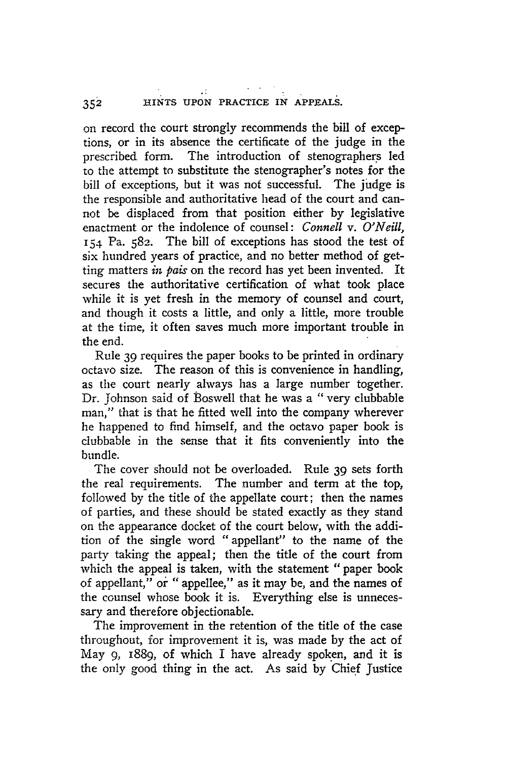on record the court strongly recommends the bill of exceptions, or in its absence the certificate of the judge in the prescribed form. The introduction of stenographers led to the attempt to substitute the stenographer's notes for the bill of exceptions, but it was not successful. The judge is the responsible and authoritative head of the court and cannot be displaced from that position either by legislative enactment or the indolence of counsel: *Connell* v. *O'Neill*, 154 Pa. 582. The bill of exceptions has stood the test of six hundred years of practice, and no better method of getting matters *in pais* on the record has yet been invented. It secures the authoritative certification of what took place while it is yet fresh in the memory of counsel and court, and though it costs a little, and only a little, more trouble at the time, it often saves much more important trouble in the end.

Rule 39 requires the paper books to be printed in ordinary octavo size. The reason of this is convenience in handling, as the court nearly always has a large number together. Dr. Johnson said of Boswell that he was a "very clubbable man," that is that he fitted well into the company wherever he happened to find himself, and the octavo paper book is clubbable in the sense that it fits conveniently into the bundle.

The cover should not be overloaded. Rule 39 sets forth the real requirements. The number and term at the top, followed by the title of the appellate court; then the names of parties, and these should be stated exactly as they stand on the appearance docket of the court below, with the addition of the single word "appellant" to the name of the party taking the appeal; then the title of the court from which the appeal is taken, with the statement "paper book of appellant," or "appellee," as it may be, and the names of the counsel whose book it is. Everything else is unnecessary and therefore objectionable.

The improvement in the retention of the title of the case throughout, for improvement it is, was made by the act of May 9, 1889, of which I have already spoken, and it is the only good thing in the act. As said by Chief Justice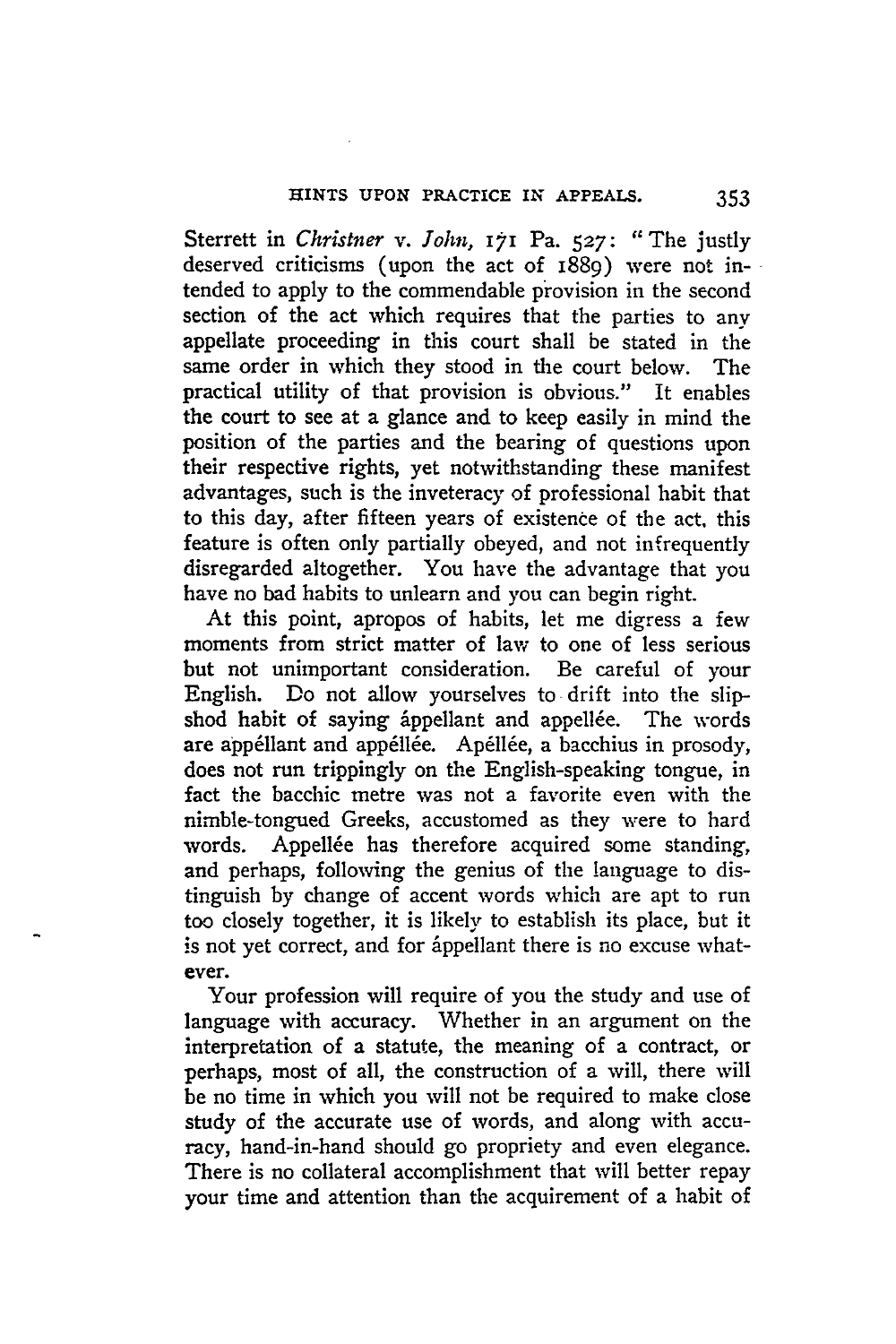Sterrett in *Christner* v. *John*, 171 Pa. 527: "The justly deserved criticisms (upon the act of 1889) were not intended to apply to the commendable provision in the second section of the act which requires that the parties to any appellate proceeding in this court shall be stated in the same order in which they stood in the court below. The practical utility of that provision is obvious." It enables the court to see at a glance and to keep easily in mind the position of the parties and the bearing of questions upon their respective rights, yet notwithstanding these manifest advantages, such is the inveteracy of professional habit that to this day, after fifteen years of existence of the act, this feature is often only partially obeyed, and not infrequently disregarded altogether. You have the advantage that you have no bad habits to unlearn and you can begin right.

At this point, apropos of habits, let me digress a few moments from strict matter of law to one of less serious but not unimportant consideration. Be careful of your English. Do not allow yourselves to drift into the slipshod habit of saying áppellant and appellée. The words are appéllant and appéllee. Apéllee, a bacchius in prosody, does not run trippingly on the English-speaking tongue, in fact the bacchic metre was not a favorite even with the nimble-tongued Greeks, accustomed as they were to hard words. Appellée has therefore acquired some standing, and perhaps, following the genius of the language to distinguish by change of accent words which are apt to run too closely together, it is likely to establish its place, but it is not yet correct, and for áppellant there is no excuse whatever.

Your profession will require of you the study and use of language with accuracy. Whether in an argument on the interpretation of a statute, the meaning of a contract, or perhaps, most of all, the construction of a will, there will be no time in which you will not be required to make close study of the accurate use of words, and along with accuracy, hand-in-hand should go propriety and even elegance. There is no collateral accomplishment that will better repay your time and attention than the acquirement of a habit of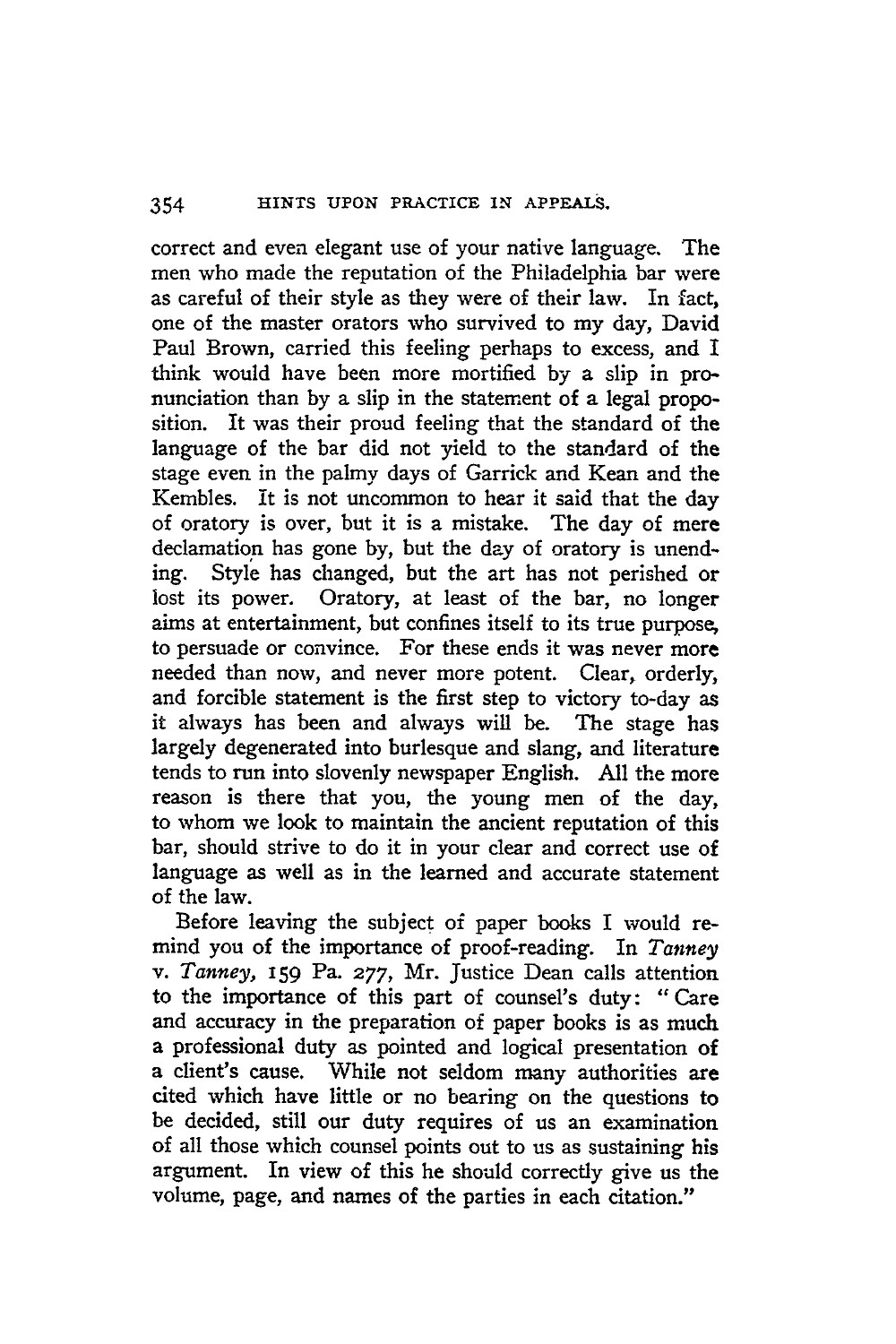correct and even elegant use of your native language. The men who made the reputation of the Philadelphia bar were as careful of their style as they were of their law. In fact, one of the master orators who survived to my day, David Paul Brown, carried this feeling perhaps to excess, and I think would have been more mortified by a slip in pronunciation than by a slip in the statement of a legal proposition. It was their proud feeling that the standard of the language of the bar did not yield to the standard of the stage even in the palmy days of Garrick and Kean and the Kembles. It is not uncommon to hear it said that the day of oratory is over, but it is a mistake. The day of mere declamation has gone by, but the day of oratory is unending. Style has changed, but the art has not perished or lost its power. Oratory, at least of the bar, no longer aims at entertainment, but confines itself to its true purpose, to persuade or convince. For these ends it was never more needed than now, and never more potent. Clear, orderly, and forcible statement is the first step to victory to-day as it always has been and always will be. The stage has largely degenerated into burlesque and slang, and literature tends to run into slovenly newspaper English. All the more reason is there that you, the young men of the day, to whom we look to maintain the ancient reputation of this bar, should strive to do it in your clear and correct use of language as well as in the learned and accurate statement of the law.

Before leaving the subject of paper books I would remind you of the importance of proof-reading. In *Tanney v. Tanney*, 159 Pa. 277, Mr. Justice Dean calls attention to the importance of this part of counsel's duty: "Care and accuracy in the preparation of paper books is as much a professional duty as pointed and logical presentation of a client's cause. While not seldom many authorities are cited which have little or no bearing on the questions to be decided, still our duty requires of us an examination of all those which counsel points out to us as sustaining his argument. In view of this he should correctly give us the volume, page, and names of the parties in each citation."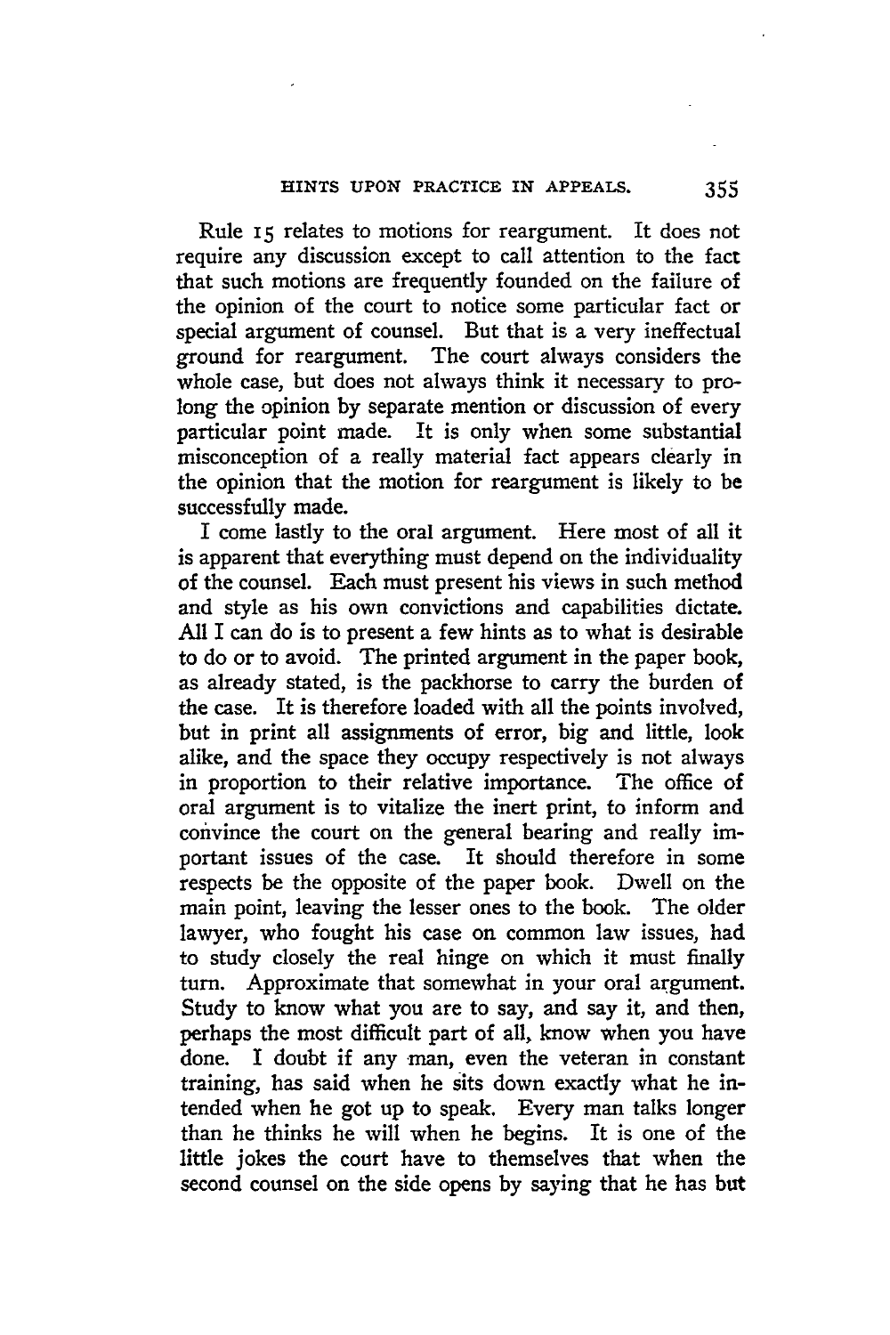Rule 15 relates to motions for reargument. It does not require any discussion except to call attention to the fact that such motions are frequently founded on the failure of the opinion of the court to notice some particular fact or special argument of counsel. But that is a very ineffectual ground for reargument. The court always considers the whole case, but does not always think it necessary to prolong the opinion by separate mention or discussion of every particular point made. It is only when some substantial misconception of a really material fact appears clearly in the opinion that the motion for reargument is likely to be successfully made.

I come lastly to the oral argument. Here most of all it is apparent that everything must depend on the individuality of the counsel. Each must present his views in such method and style as his own convictions and capabilities dictate. All I can do is to present a few hints as to what is desirable to do or to avoid. The printed argument in the paper book, as already stated, is the packhorse to carry the burden of the case. It is therefore loaded with all the points involved, but in print all assignments of error, big and little, look alike, and the space they occupy respectively is not always in proportion to their relative importance. The office of oral argument is to vitalize the inert print, to inform and convince the court on the general bearing and really important issues of the case. It should therefore in some respects be the opposite of the paper book. Dwell on the main point, leaving the lesser ones to the book. The older lawyer, who fought his case on common law issues, had to study closely the real hinge on which it must finally turn. Approximate that somewhat in your oral argument. Study to know what you are to say, and say it, and then, perhaps the most difficult part of all, know when you have done. I doubt if any man, even the veteran in constant training, has said when he sits down exactly what he intended when he got up to speak. Every man talks longer than he thinks he will when he begins. It is one of the little jokes the court have to themselves that when the second counsel on the side opens by saying that he has but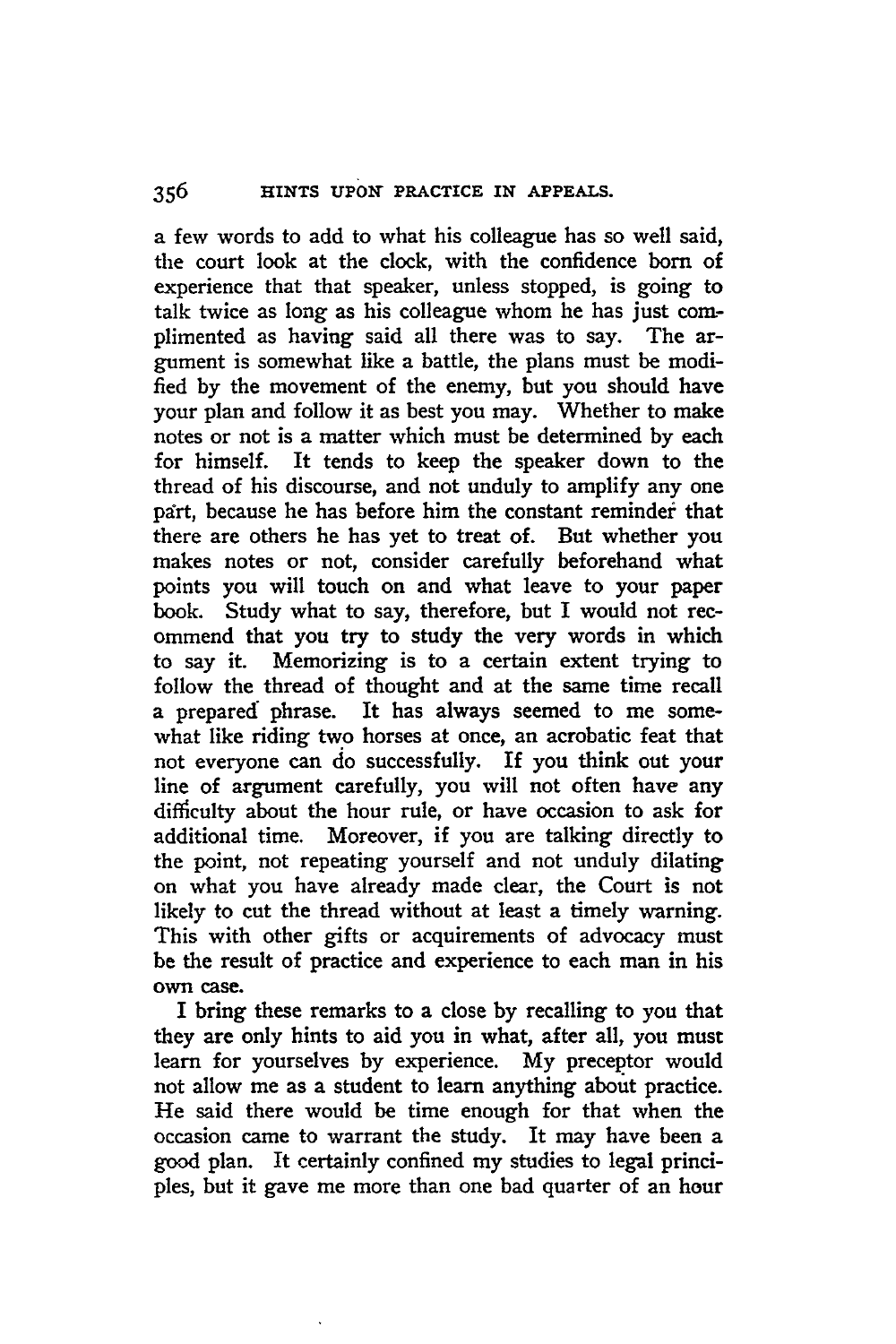a few words to add to what his colleague has so well said, the court look at the clock, with the confidence born of experience that that speaker, unless stopped, is going to talk twice as long as his colleague whom he has just complimented as having said all there was to say. The argument is somewhat like a battle, the plans must be modified by the movement of the enemy, but you should have your plan and follow it as best you may. Whether to make notes or not is a matter which must be determined by each for himself. It tends to keep the speaker down to the thread of his discourse, and not unduly to amplify any one part, because he has before him the constant reminder that there are others he has yet to treat of. But whether you makes notes or not, consider carefully beforehand what points you will touch on and what leave to your paper book. Study what to say, therefore, but I would not recommend that you try to study the very words in which to say it. Memorizing is to a certain extent trying to follow the thread of thought and at the same time recall a prepared phrase. It has always seemed to me somewhat like riding two horses at once, an acrobatic feat that not everyone can do successfully. If you think out your line of argument carefully, you will not often have any difficulty about the hour rule, or have occasion to ask for additional time. Moreover, if you are talking directly to the point, not repeating yourself and not unduly dilating on what you have already made clear, the Court is not likely to cut the thread without at least a timely warning. This with other gifts or acquirements of advocacy must be the result of practice and experience to each man in his own case.

I bring these remarks to a close by recalling to you that they are only hints to aid you in what, after all, you must learn for yourselves by experience. My preceptor would not allow me as a student to learn anything about practice. He said there would be time enough for that when the occasion came to warrant the study. It may have been a good plan. It certainly confined my studies to legal principles, but it gave me more than one bad quarter of an hour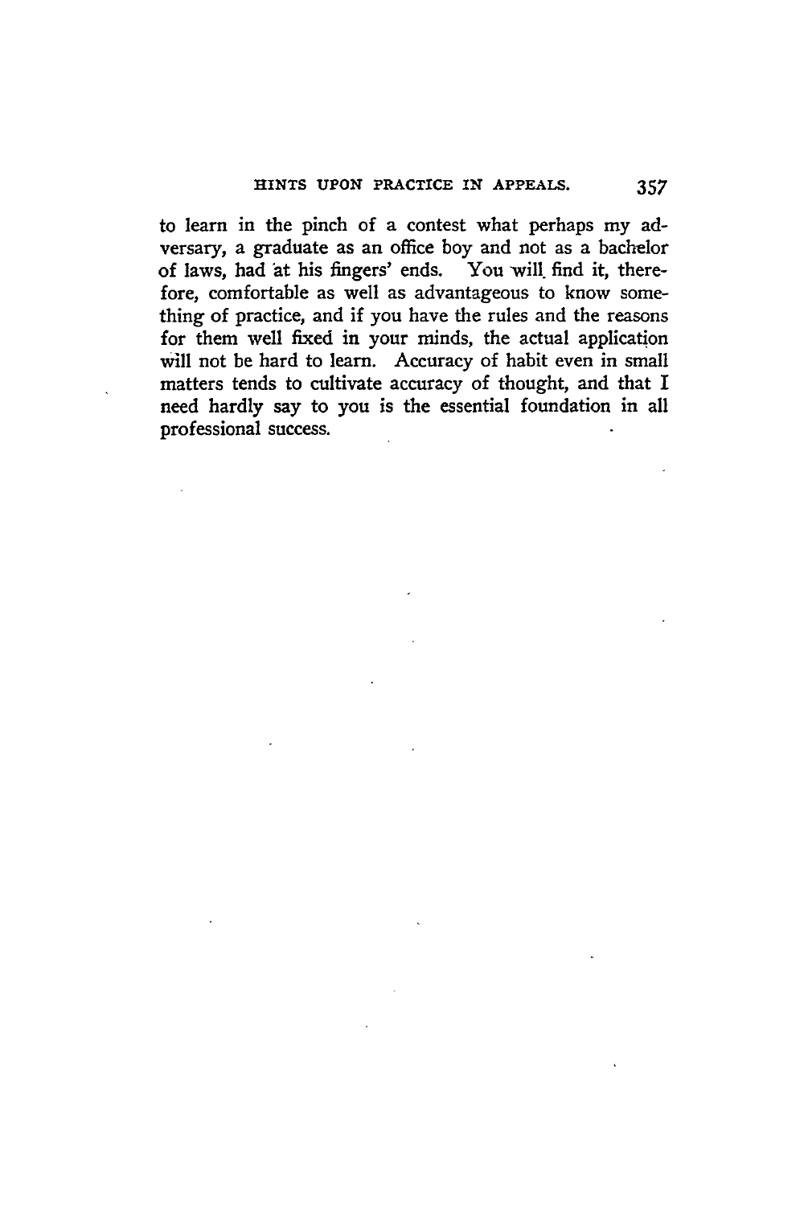to learn in the pinch of a contest what perhaps my adversary, a graduate as an office boy and not as a bachelor of laws, had at his fingers' ends. You will find it, therefore, comfortable as well as advantageous to know something of practice, and if you have the rules and the reasons for them well fixed in your minds, the actual application will not be hard to learn. Accuracy of habit even in small matters tends to cultivate accuracy of thought, and that I need hardly say to you is the essential foundation in all professional success.